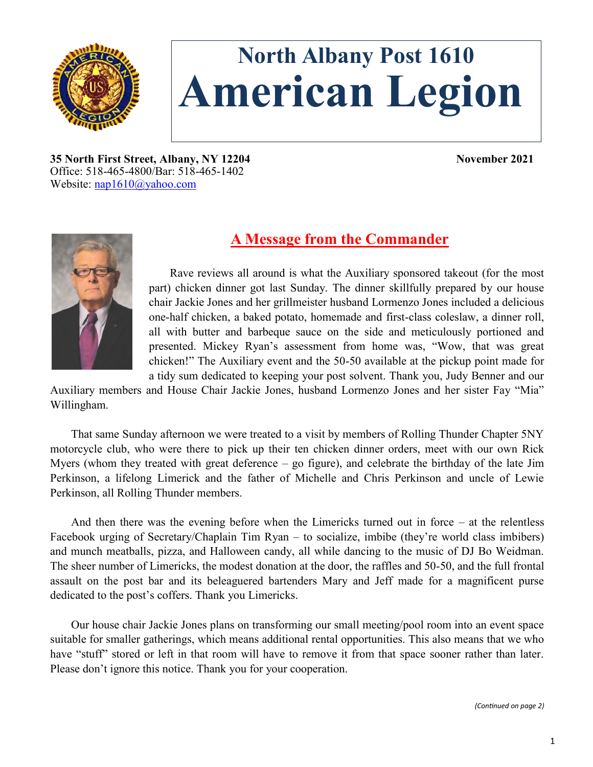# North Albany Post 1610
# American Legion

**35 North First Street, Albany, NY 12204** **November 2021**
Office: 518-465-4800/Bar: 518-465-1402
Website: nap1610@yahoo.com

## A Message from the Commander

Rave reviews all around is what the Auxiliary sponsored takeout (for the most part) chicken dinner got last Sunday. The dinner skillfully prepared by our house chair Jackie Jones and her grillmeister husband Lormenzo Jones included a delicious one-half chicken, a baked potato, homemade and first-class coleslaw, a dinner roll, all with butter and barbeque sauce on the side and meticulously portioned and presented. Mickey Ryan's assessment from home was, "Wow, that was great chicken!" The Auxiliary event and the 50-50 available at the pickup point made for a tidy sum dedicated to keeping your post solvent. Thank you, Judy Benner and our Auxiliary members and House Chair Jackie Jones, husband Lormenzo Jones and her sister Fay "Mia" Willingham.

That same Sunday afternoon we were treated to a visit by members of Rolling Thunder Chapter 5NY motorcycle club, who were there to pick up their ten chicken dinner orders, meet with our own Rick Myers (whom they treated with great deference – go figure), and celebrate the birthday of the late Jim Perkinson, a lifelong Limerick and the father of Michelle and Chris Perkinson and uncle of Lewie Perkinson, all Rolling Thunder members.

And then there was the evening before when the Limericks turned out in force – at the relentless Facebook urging of Secretary/Chaplain Tim Ryan – to socialize, imbibe (they're world class imbibers) and munch meatballs, pizza, and Halloween candy, all while dancing to the music of DJ Bo Weidman. The sheer number of Limericks, the modest donation at the door, the raffles and 50-50, and the full frontal assault on the post bar and its beleaguered bartenders Mary and Jeff made for a magnificent purse dedicated to the post's coffers. Thank you Limericks.

Our house chair Jackie Jones plans on transforming our small meeting/pool room into an event space suitable for smaller gatherings, which means additional rental opportunities. This also means that we who have "stuff" stored or left in that room will have to remove it from that space sooner rather than later. Please don't ignore this notice. Thank you for your cooperation.

*(Continued on page 2)*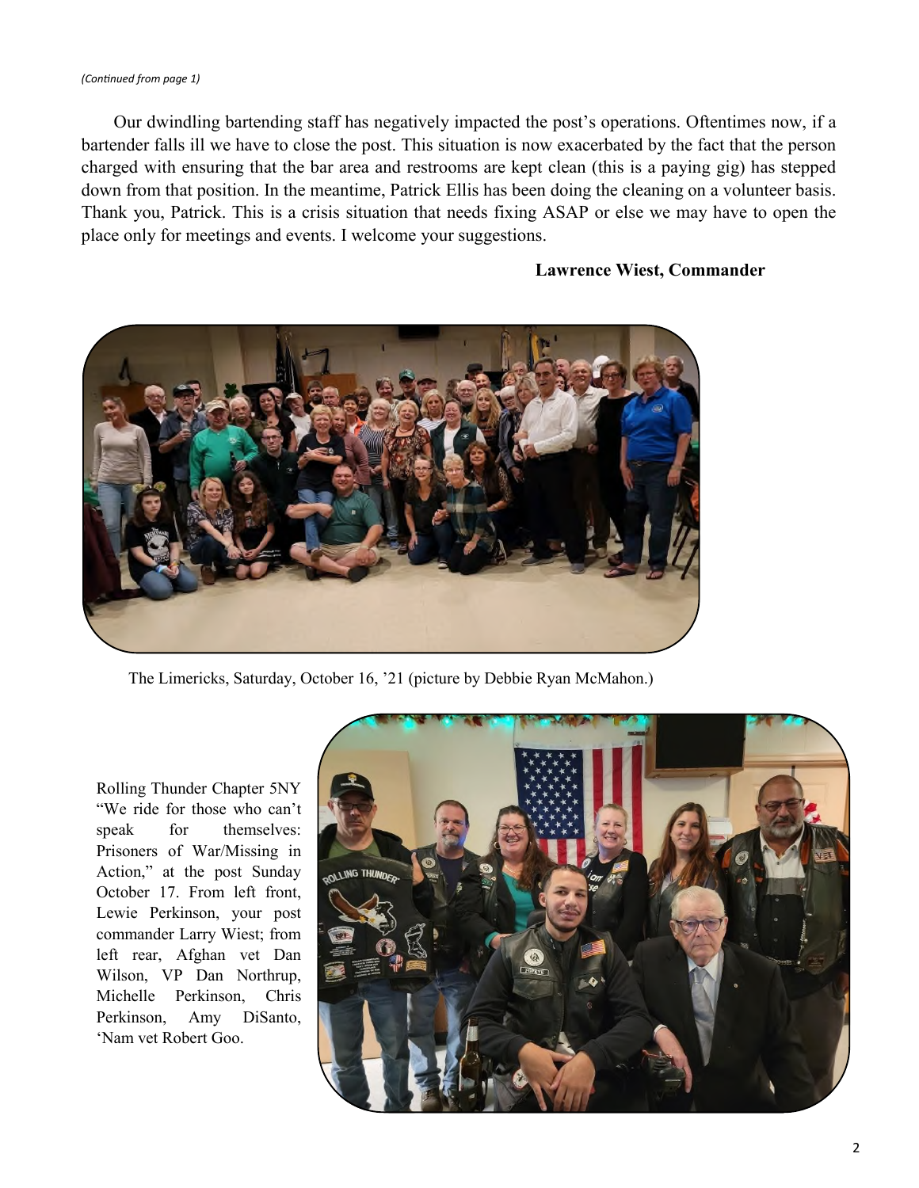*(Continued from page 1)*

Our dwindling bartending staff has negatively impacted the post's operations. Oftentimes now, if a bartender falls ill we have to close the post. This situation is now exacerbated by the fact that the person charged with ensuring that the bar area and restrooms are kept clean (this is a paying gig) has stepped down from that position. In the meantime, Patrick Ellis has been doing the cleaning on a volunteer basis. Thank you, Patrick. This is a crisis situation that needs fixing ASAP or else we may have to open the place only for meetings and events. I welcome your suggestions.

**Lawrence Wiest, Commander**

The Limericks, Saturday, October 16, '21 (picture by Debbie Ryan McMahon.)

Rolling Thunder Chapter 5NY "We ride for those who can't speak for themselves: Prisoners of War/Missing in Action," at the post Sunday October 17. From left front, Lewie Perkinson, your post commander Larry Wiest; from left rear, Afghan vet Dan Wilson, VP Dan Northrup, Michelle Perkinson, Chris Perkinson, Amy DiSanto, 'Nam vet Robert Goo.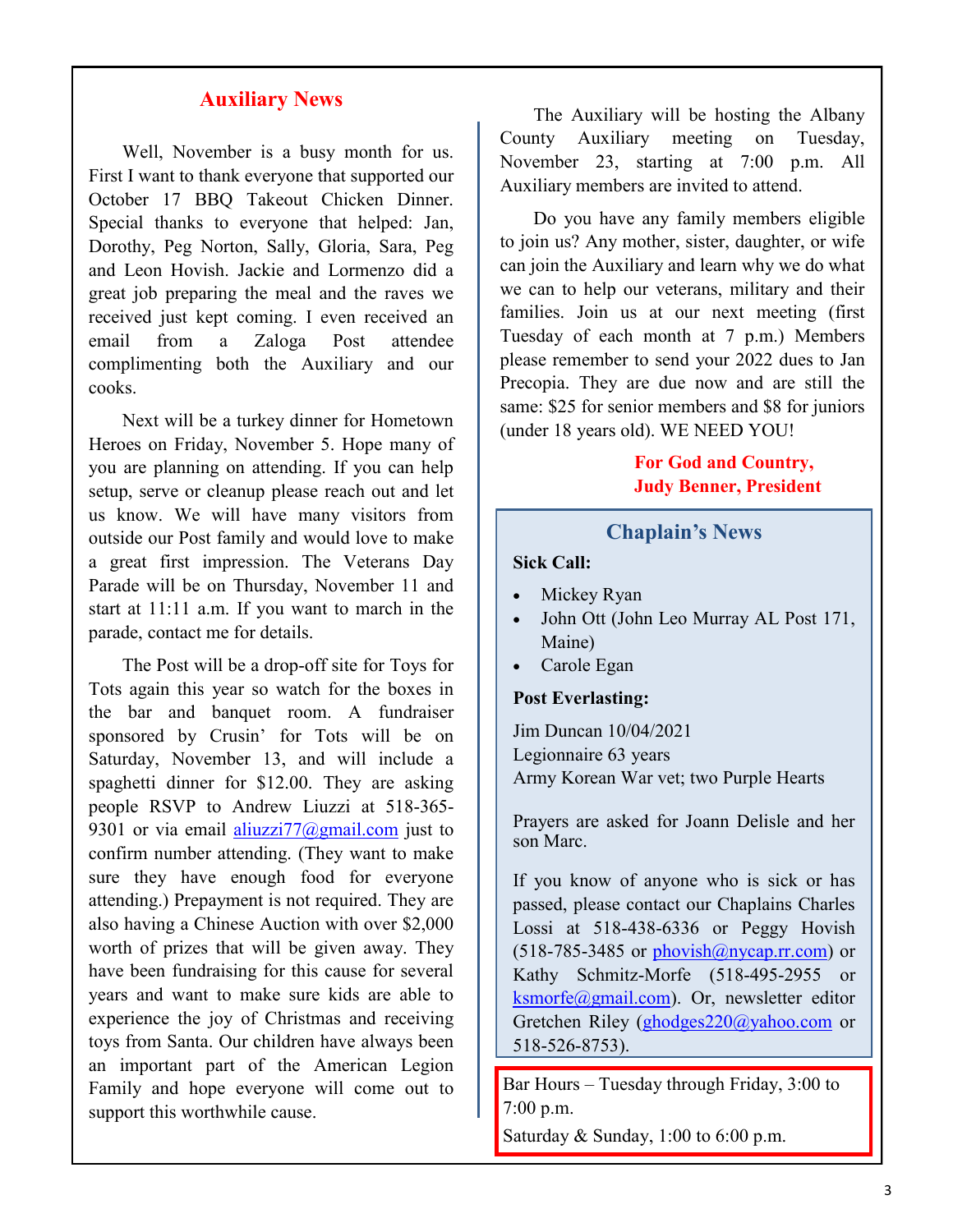## Auxiliary News

Well, November is a busy month for us. First I want to thank everyone that supported our October 17 BBQ Takeout Chicken Dinner. Special thanks to everyone that helped: Jan, Dorothy, Peg Norton, Sally, Gloria, Sara, Peg and Leon Hovish. Jackie and Lormenzo did a great job preparing the meal and the raves we received just kept coming. I even received an email from a Zaloga Post attendee complimenting both the Auxiliary and our cooks.

Next will be a turkey dinner for Hometown Heroes on Friday, November 5. Hope many of you are planning on attending. If you can help setup, serve or cleanup please reach out and let us know. We will have many visitors from outside our Post family and would love to make a great first impression. The Veterans Day Parade will be on Thursday, November 11 and start at 11:11 a.m. If you want to march in the parade, contact me for details.

The Post will be a drop-off site for Toys for Tots again this year so watch for the boxes in the bar and banquet room. A fundraiser sponsored by Crusin' for Tots will be on Saturday, November 13, and will include a spaghetti dinner for $12.00. They are asking people RSVP to Andrew Liuzzi at 518-365-9301 or via email aliuzzi77@gmail.com just to confirm number attending. (They want to make sure they have enough food for everyone attending.) Prepayment is not required. They are also having a Chinese Auction with over $2,000 worth of prizes that will be given away. They have been fundraising for this cause for several years and want to make sure kids are able to experience the joy of Christmas and receiving toys from Santa. Our children have always been an important part of the American Legion Family and hope everyone will come out to support this worthwhile cause.

The Auxiliary will be hosting the Albany County Auxiliary meeting on Tuesday, November 23, starting at 7:00 p.m. All Auxiliary members are invited to attend.

Do you have any family members eligible to join us? Any mother, sister, daughter, or wife can join the Auxiliary and learn why we do what we can to help our veterans, military and their families. Join us at our next meeting (first Tuesday of each month at 7 p.m.) Members please remember to send your 2022 dues to Jan Precopia. They are due now and are still the same: $25 for senior members and $8 for juniors (under 18 years old). WE NEED YOU!

**For God and Country,**
**Judy Benner, President**

## Chaplain's News

**Sick Call:**

- Mickey Ryan
- John Ott (John Leo Murray AL Post 171, Maine)
- Carole Egan

**Post Everlasting:**

Jim Duncan 10/04/2021
Legionnaire 63 years
Army Korean War vet; two Purple Hearts

Prayers are asked for Joann Delisle and her son Marc.

If you know of anyone who is sick or has passed, please contact our Chaplains Charles Lossi at 518-438-6336 or Peggy Hovish (518-785-3485 or phovish@nycap.rr.com) or Kathy Schmitz-Morfe (518-495-2955 or ksmorfe@gmail.com). Or, newsletter editor Gretchen Riley (ghodges220@yahoo.com or 518-526-8753).

Bar Hours – Tuesday through Friday, 3:00 to 7:00 p.m.

Saturday & Sunday, 1:00 to 6:00 p.m.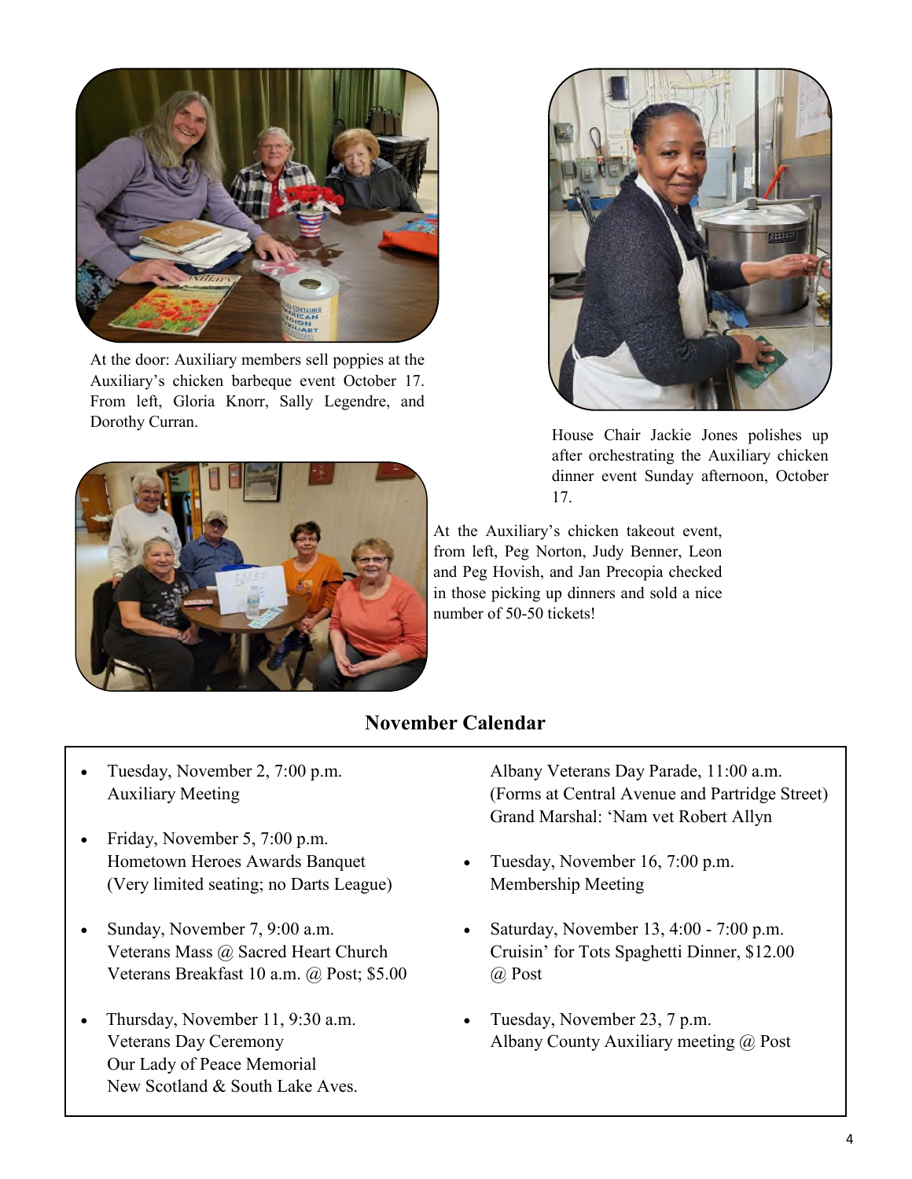At the door: Auxiliary members sell poppies at the Auxiliary's chicken barbeque event October 17. From left, Gloria Knorr, Sally Legendre, and Dorothy Curran.

House Chair Jackie Jones polishes up after orchestrating the Auxiliary chicken dinner event Sunday afternoon, October 17.

At the Auxiliary's chicken takeout event, from left, Peg Norton, Judy Benner, Leon and Peg Hovish, and Jan Precopia checked in those picking up dinners and sold a nice number of 50-50 tickets!

## November Calendar

- Tuesday, November 2, 7:00 p.m.
  Auxiliary Meeting

- Friday, November 5, 7:00 p.m.
  Hometown Heroes Awards Banquet
  (Very limited seating; no Darts League)

- Sunday, November 7, 9:00 a.m.
  Veterans Mass @ Sacred Heart Church
  Veterans Breakfast 10 a.m. @ Post; $5.00

- Thursday, November 11, 9:30 a.m.
  Veterans Day Ceremony
  Our Lady of Peace Memorial
  New Scotland & South Lake Aves.
  Albany Veterans Day Parade, 11:00 a.m.
  (Forms at Central Avenue and Partridge Street)
  Grand Marshal: 'Nam vet Robert Allyn

- Tuesday, November 16, 7:00 p.m.
  Membership Meeting

- Saturday, November 13, 4:00 - 7:00 p.m.
  Cruisin' for Tots Spaghetti Dinner, $12.00
  @ Post

- Tuesday, November 23, 7 p.m.
  Albany County Auxiliary meeting @ Post